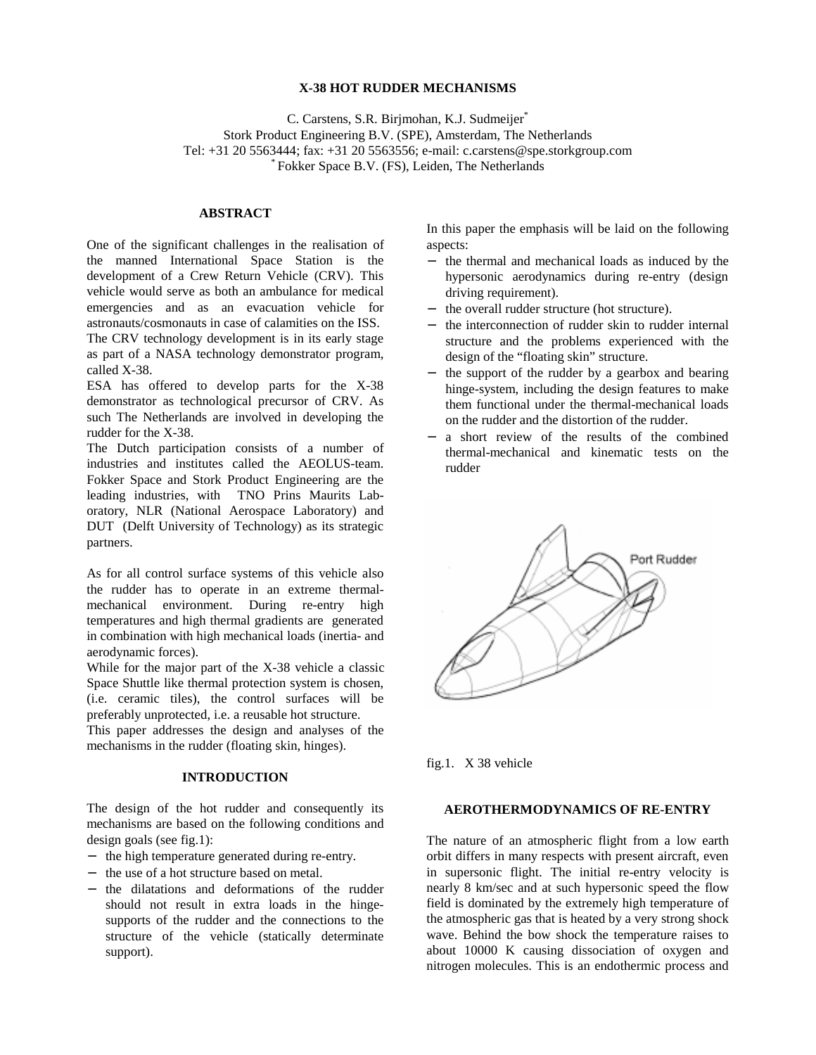# X-38 HOT RUDDER MECHANISMS

C. Carstens, S.R. Birjmohan, K.J. Sudmeijer*
Stork Product Engineering B.V. (SPE), Amsterdam, The Netherlands
Tel: +31 20 5563444; fax: +31 20 5563556; e-mail: c.carstens@spe.storkgroup.com
* Fokker Space B.V. (FS), Leiden, The Netherlands

## ABSTRACT

One of the significant challenges in the realisation of the manned International Space Station is the development of a Crew Return Vehicle (CRV). This vehicle would serve as both an ambulance for medical emergencies and as an evacuation vehicle for astronauts/cosmonauts in case of calamities on the ISS.
The CRV technology development is in its early stage as part of a NASA technology demonstrator program, called X-38.
ESA has offered to develop parts for the X-38 demonstrator as technological precursor of CRV. As such The Netherlands are involved in developing the rudder for the X-38.
The Dutch participation consists of a number of industries and institutes called the AEOLUS-team. Fokker Space and Stork Product Engineering are the leading industries, with TNO Prins Maurits Laboratory, NLR (National Aerospace Laboratory) and DUT (Delft University of Technology) as its strategic partners.

As for all control surface systems of this vehicle also the rudder has to operate in an extreme thermal-mechanical environment. During re-entry high temperatures and high thermal gradients are generated in combination with high mechanical loads (inertia- and aerodynamic forces).
While for the major part of the X-38 vehicle a classic Space Shuttle like thermal protection system is chosen, (i.e. ceramic tiles), the control surfaces will be preferably unprotected, i.e. a reusable hot structure.
This paper addresses the design and analyses of the mechanisms in the rudder (floating skin, hinges).

## INTRODUCTION

The design of the hot rudder and consequently its mechanisms are based on the following conditions and design goals (see fig.1):

- the high temperature generated during re-entry.
- the use of a hot structure based on metal.
- the dilatations and deformations of the rudder should not result in extra loads in the hinge-supports of the rudder and the connections to the structure of the vehicle (statically determinate support).

In this paper the emphasis will be laid on the following aspects:

- the thermal and mechanical loads as induced by the hypersonic aerodynamics during re-entry (design driving requirement).
- the overall rudder structure (hot structure).
- the interconnection of rudder skin to rudder internal structure and the problems experienced with the design of the "floating skin" structure.
- the support of the rudder by a gearbox and bearing hinge-system, including the design features to make them functional under the thermal-mechanical loads on the rudder and the distortion of the rudder.
- a short review of the results of the combined thermal-mechanical and kinematic tests on the rudder

fig.1. X 38 vehicle

## AEROTHERMODYNAMICS OF RE-ENTRY

The nature of an atmospheric flight from a low earth orbit differs in many respects with present aircraft, even in supersonic flight. The initial re-entry velocity is nearly 8 km/sec and at such hypersonic speed the flow field is dominated by the extremely high temperature of the atmospheric gas that is heated by a very strong shock wave. Behind the bow shock the temperature raises to about 10000 K causing dissociation of oxygen and nitrogen molecules. This is an endothermic process and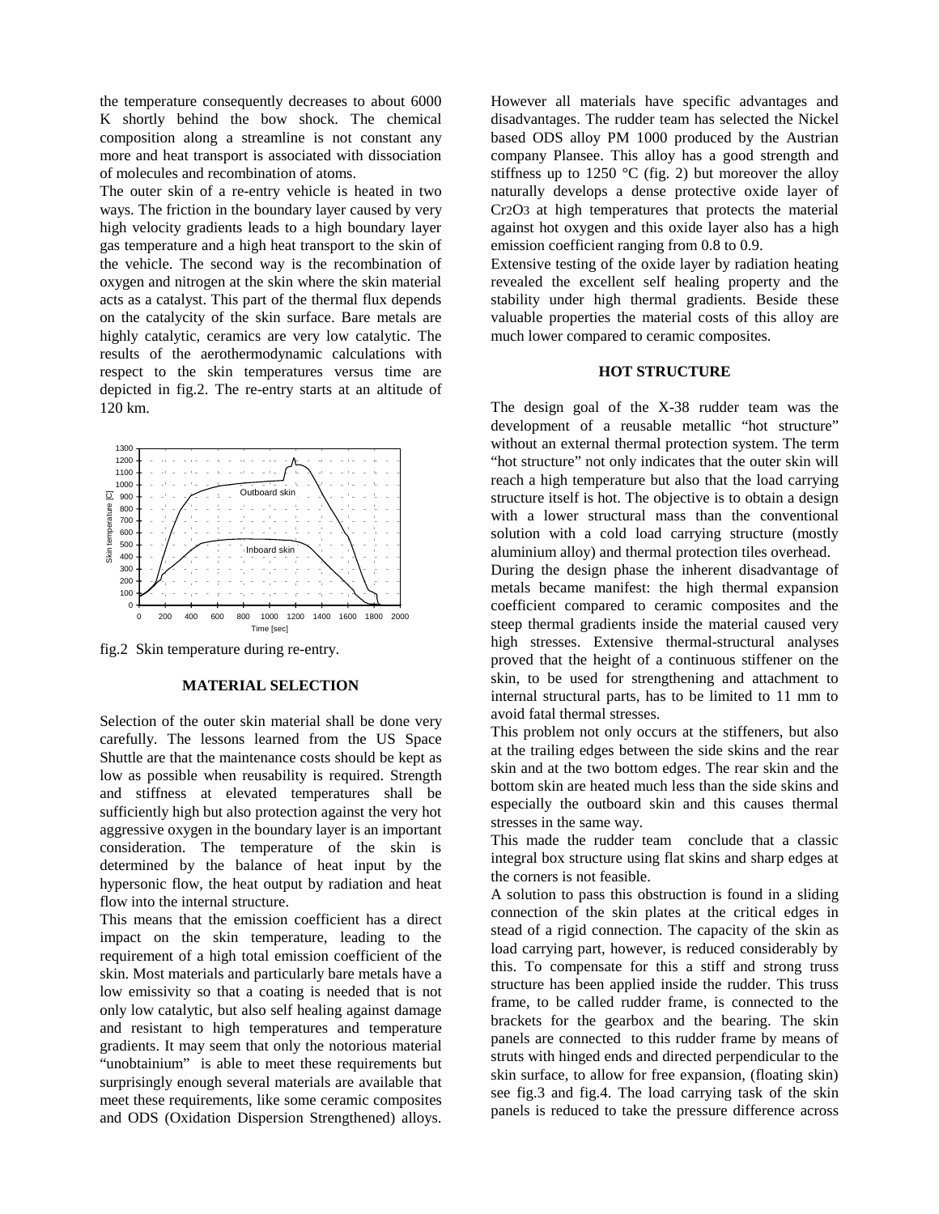the temperature consequently decreases to about 6000 K shortly behind the bow shock. The chemical composition along a streamline is not constant any more and heat transport is associated with dissociation of molecules and recombination of atoms.

The outer skin of a re-entry vehicle is heated in two ways. The friction in the boundary layer caused by very high velocity gradients leads to a high boundary layer gas temperature and a high heat transport to the skin of the vehicle. The second way is the recombination of oxygen and nitrogen at the skin where the skin material acts as a catalyst. This part of the thermal flux depends on the catalycity of the skin surface. Bare metals are highly catalytic, ceramics are very low catalytic. The results of the aerothermodynamic calculations with respect to the skin temperatures versus time are depicted in fig.2. The re-entry starts at an altitude of 120 km.

fig.2 Skin temperature during re-entry.

## MATERIAL SELECTION

Selection of the outer skin material shall be done very carefully. The lessons learned from the US Space Shuttle are that the maintenance costs should be kept as low as possible when reusability is required. Strength and stiffness at elevated temperatures shall be sufficiently high but also protection against the very hot aggressive oxygen in the boundary layer is an important consideration. The temperature of the skin is determined by the balance of heat input by the hypersonic flow, the heat output by radiation and heat flow into the internal structure.

This means that the emission coefficient has a direct impact on the skin temperature, leading to the requirement of a high total emission coefficient of the skin. Most materials and particularly bare metals have a low emissivity so that a coating is needed that is not only low catalytic, but also self healing against damage and resistant to high temperatures and temperature gradients. It may seem that only the notorious material "unobtainium" is able to meet these requirements but surprisingly enough several materials are available that meet these requirements, like some ceramic composites and ODS (Oxidation Dispersion Strengthened) alloys. However all materials have specific advantages and disadvantages. The rudder team has selected the Nickel based ODS alloy PM 1000 produced by the Austrian company Plansee. This alloy has a good strength and stiffness up to 1250 °C (fig. 2) but moreover the alloy naturally develops a dense protective oxide layer of $Cr_2O_3$ at high temperatures that protects the material against hot oxygen and this oxide layer also has a high emission coefficient ranging from 0.8 to 0.9.

Extensive testing of the oxide layer by radiation heating revealed the excellent self healing property and the stability under high thermal gradients. Beside these valuable properties the material costs of this alloy are much lower compared to ceramic composites.

## HOT STRUCTURE

The design goal of the X-38 rudder team was the development of a reusable metallic "hot structure" without an external thermal protection system. The term "hot structure" not only indicates that the outer skin will reach a high temperature but also that the load carrying structure itself is hot. The objective is to obtain a design with a lower structural mass than the conventional solution with a cold load carrying structure (mostly aluminium alloy) and thermal protection tiles overhead.

During the design phase the inherent disadvantage of metals became manifest: the high thermal expansion coefficient compared to ceramic composites and the steep thermal gradients inside the material caused very high stresses. Extensive thermal-structural analyses proved that the height of a continuous stiffener on the skin, to be used for strengthening and attachment to internal structural parts, has to be limited to 11 mm to avoid fatal thermal stresses.

This problem not only occurs at the stiffeners, but also at the trailing edges between the side skins and the rear skin and at the two bottom edges. The rear skin and the bottom skin are heated much less than the side skins and especially the outboard skin and this causes thermal stresses in the same way.

This made the rudder team conclude that a classic integral box structure using flat skins and sharp edges at the corners is not feasible.

A solution to pass this obstruction is found in a sliding connection of the skin plates at the critical edges in stead of a rigid connection. The capacity of the skin as load carrying part, however, is reduced considerably by this. To compensate for this a stiff and strong truss structure has been applied inside the rudder. This truss frame, to be called rudder frame, is connected to the brackets for the gearbox and the bearing. The skin panels are connected to this rudder frame by means of struts with hinged ends and directed perpendicular to the skin surface, to allow for free expansion, (floating skin) see fig.3 and fig.4. The load carrying task of the skin panels is reduced to take the pressure difference across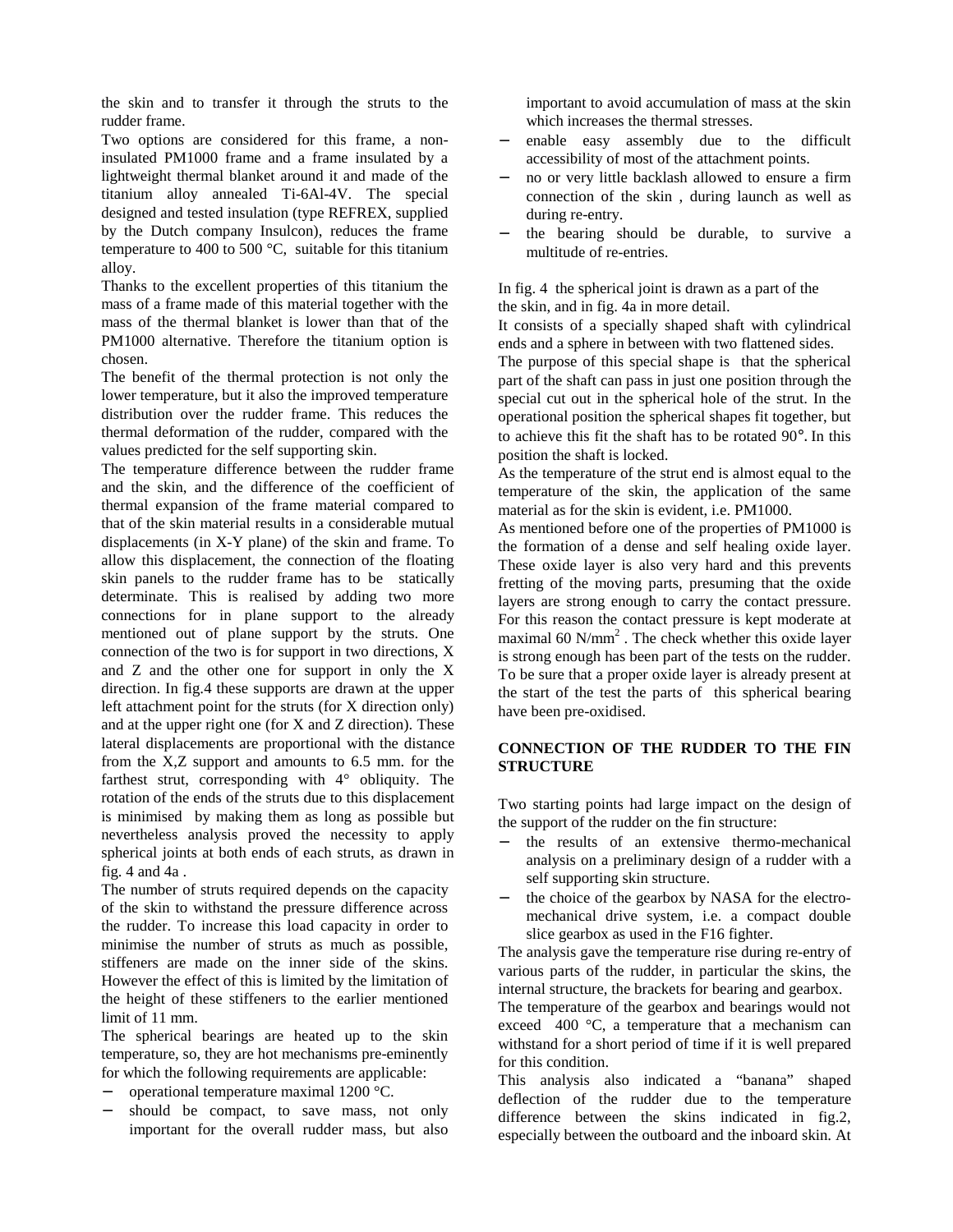the skin and to transfer it through the struts to the rudder frame.

Two options are considered for this frame, a non-insulated PM1000 frame and a frame insulated by a lightweight thermal blanket around it and made of the titanium alloy annealed Ti-6Al-4V. The special designed and tested insulation (type REFREX, supplied by the Dutch company Insulcon), reduces the frame temperature to 400 to 500 °C, suitable for this titanium alloy.

Thanks to the excellent properties of this titanium the mass of a frame made of this material together with the mass of the thermal blanket is lower than that of the PM1000 alternative. Therefore the titanium option is chosen.

The benefit of the thermal protection is not only the lower temperature, but it also the improved temperature distribution over the rudder frame. This reduces the thermal deformation of the rudder, compared with the values predicted for the self supporting skin.

The temperature difference between the rudder frame and the skin, and the difference of the coefficient of thermal expansion of the frame material compared to that of the skin material results in a considerable mutual displacements (in X-Y plane) of the skin and frame. To allow this displacement, the connection of the floating skin panels to the rudder frame has to be statically determinate. This is realised by adding two more connections for in plane support to the already mentioned out of plane support by the struts. One connection of the two is for support in two directions, X and Z and the other one for support in only the X direction. In fig.4 these supports are drawn at the upper left attachment point for the struts (for X direction only) and at the upper right one (for X and Z direction). These lateral displacements are proportional with the distance from the X,Z support and amounts to 6.5 mm. for the farthest strut, corresponding with 4° obliquity. The rotation of the ends of the struts due to this displacement is minimised by making them as long as possible but nevertheless analysis proved the necessity to apply spherical joints at both ends of each struts, as drawn in fig. 4 and 4a .

The number of struts required depends on the capacity of the skin to withstand the pressure difference across the rudder. To increase this load capacity in order to minimise the number of struts as much as possible, stiffeners are made on the inner side of the skins. However the effect of this is limited by the limitation of the height of these stiffeners to the earlier mentioned limit of 11 mm.

The spherical bearings are heated up to the skin temperature, so, they are hot mechanisms pre-eminently for which the following requirements are applicable:

- operational temperature maximal 1200 °C.
- should be compact, to save mass, not only important for the overall rudder mass, but also important to avoid accumulation of mass at the skin which increases the thermal stresses.
- enable easy assembly due to the difficult accessibility of most of the attachment points.
- no or very little backlash allowed to ensure a firm connection of the skin , during launch as well as during re-entry.
- the bearing should be durable, to survive a multitude of re-entries.

In fig. 4 the spherical joint is drawn as a part of the the skin, and in fig. 4a in more detail.

It consists of a specially shaped shaft with cylindrical ends and a sphere in between with two flattened sides.

The purpose of this special shape is that the spherical part of the shaft can pass in just one position through the special cut out in the spherical hole of the strut. In the operational position the spherical shapes fit together, but to achieve this fit the shaft has to be rotated 90°. In this position the shaft is locked.

As the temperature of the strut end is almost equal to the temperature of the skin, the application of the same material as for the skin is evident, i.e. PM1000.

As mentioned before one of the properties of PM1000 is the formation of a dense and self healing oxide layer. These oxide layer is also very hard and this prevents fretting of the moving parts, presuming that the oxide layers are strong enough to carry the contact pressure. For this reason the contact pressure is kept moderate at maximal 60 $N/mm^2$ . The check whether this oxide layer is strong enough has been part of the tests on the rudder. To be sure that a proper oxide layer is already present at the start of the test the parts of this spherical bearing have been pre-oxidised.

## CONNECTION OF THE RUDDER TO THE FIN STRUCTURE

Two starting points had large impact on the design of the support of the rudder on the fin structure:

- the results of an extensive thermo-mechanical analysis on a preliminary design of a rudder with a self supporting skin structure.
- the choice of the gearbox by NASA for the electro-mechanical drive system, i.e. a compact double slice gearbox as used in the F16 fighter.

The analysis gave the temperature rise during re-entry of various parts of the rudder, in particular the skins, the internal structure, the brackets for bearing and gearbox.

The temperature of the gearbox and bearings would not exceed 400 °C, a temperature that a mechanism can withstand for a short period of time if it is well prepared for this condition.

This analysis also indicated a “banana” shaped deflection of the rudder due to the temperature difference between the skins indicated in fig.2, especially between the outboard and the inboard skin. At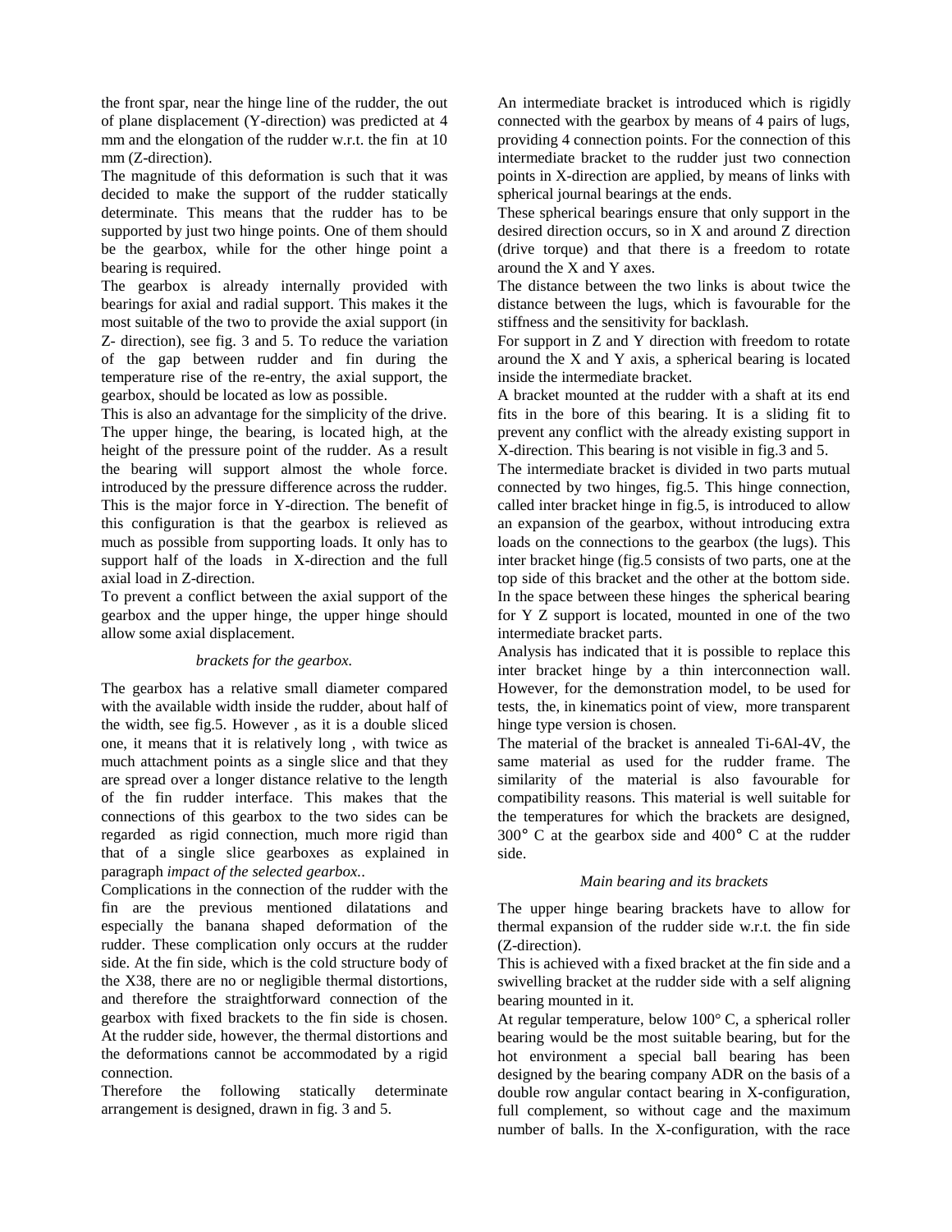the front spar, near the hinge line of the rudder, the out of plane displacement (Y-direction) was predicted at 4 mm and the elongation of the rudder w.r.t. the fin at 10 mm (Z-direction).

The magnitude of this deformation is such that it was decided to make the support of the rudder statically determinate. This means that the rudder has to be supported by just two hinge points. One of them should be the gearbox, while for the other hinge point a bearing is required.

The gearbox is already internally provided with bearings for axial and radial support. This makes it the most suitable of the two to provide the axial support (in Z- direction), see fig. 3 and 5. To reduce the variation of the gap between rudder and fin during the temperature rise of the re-entry, the axial support, the gearbox, should be located as low as possible.

This is also an advantage for the simplicity of the drive. The upper hinge, the bearing, is located high, at the height of the pressure point of the rudder. As a result the bearing will support almost the whole force. introduced by the pressure difference across the rudder. This is the major force in Y-direction. The benefit of this configuration is that the gearbox is relieved as much as possible from supporting loads. It only has to support half of the loads in X-direction and the full axial load in Z-direction.

To prevent a conflict between the axial support of the gearbox and the upper hinge, the upper hinge should allow some axial displacement.

*brackets for the gearbox.*

The gearbox has a relative small diameter compared with the available width inside the rudder, about half of the width, see fig.5. However , as it is a double sliced one, it means that it is relatively long , with twice as much attachment points as a single slice and that they are spread over a longer distance relative to the length of the fin rudder interface. This makes that the connections of this gearbox to the two sides can be regarded as rigid connection, much more rigid than that of a single slice gearboxes as explained in paragraph *impact of the selected gearbox.*.

Complications in the connection of the rudder with the fin are the previous mentioned dilatations and especially the banana shaped deformation of the rudder. These complication only occurs at the rudder side. At the fin side, which is the cold structure body of the X38, there are no or negligible thermal distortions, and therefore the straightforward connection of the gearbox with fixed brackets to the fin side is chosen. At the rudder side, however, the thermal distortions and the deformations cannot be accommodated by a rigid connection.

Therefore the following statically determinate arrangement is designed, drawn in fig. 3 and 5.

An intermediate bracket is introduced which is rigidly connected with the gearbox by means of 4 pairs of lugs, providing 4 connection points. For the connection of this intermediate bracket to the rudder just two connection points in X-direction are applied, by means of links with spherical journal bearings at the ends.

These spherical bearings ensure that only support in the desired direction occurs, so in X and around Z direction (drive torque) and that there is a freedom to rotate around the X and Y axes.

The distance between the two links is about twice the distance between the lugs, which is favourable for the stiffness and the sensitivity for backlash.

For support in Z and Y direction with freedom to rotate around the X and Y axis, a spherical bearing is located inside the intermediate bracket.

A bracket mounted at the rudder with a shaft at its end fits in the bore of this bearing. It is a sliding fit to prevent any conflict with the already existing support in X-direction. This bearing is not visible in fig.3 and 5.

The intermediate bracket is divided in two parts mutual connected by two hinges, fig.5. This hinge connection, called inter bracket hinge in fig.5, is introduced to allow an expansion of the gearbox, without introducing extra loads on the connections to the gearbox (the lugs). This inter bracket hinge (fig.5 consists of two parts, one at the top side of this bracket and the other at the bottom side. In the space between these hinges the spherical bearing for Y Z support is located, mounted in one of the two intermediate bracket parts.

Analysis has indicated that it is possible to replace this inter bracket hinge by a thin interconnection wall. However, for the demonstration model, to be used for tests, the, in kinematics point of view, more transparent hinge type version is chosen.

The material of the bracket is annealed Ti-6Al-4V, the same material as used for the rudder frame. The similarity of the material is also favourable for compatibility reasons. This material is well suitable for the temperatures for which the brackets are designed, 300° C at the gearbox side and 400° C at the rudder side.

*Main bearing and its brackets*

The upper hinge bearing brackets have to allow for thermal expansion of the rudder side w.r.t. the fin side (Z-direction).

This is achieved with a fixed bracket at the fin side and a swivelling bracket at the rudder side with a self aligning bearing mounted in it.

At regular temperature, below 100° C, a spherical roller bearing would be the most suitable bearing, but for the hot environment a special ball bearing has been designed by the bearing company ADR on the basis of a double row angular contact bearing in X-configuration, full complement, so without cage and the maximum number of balls. In the X-configuration, with the race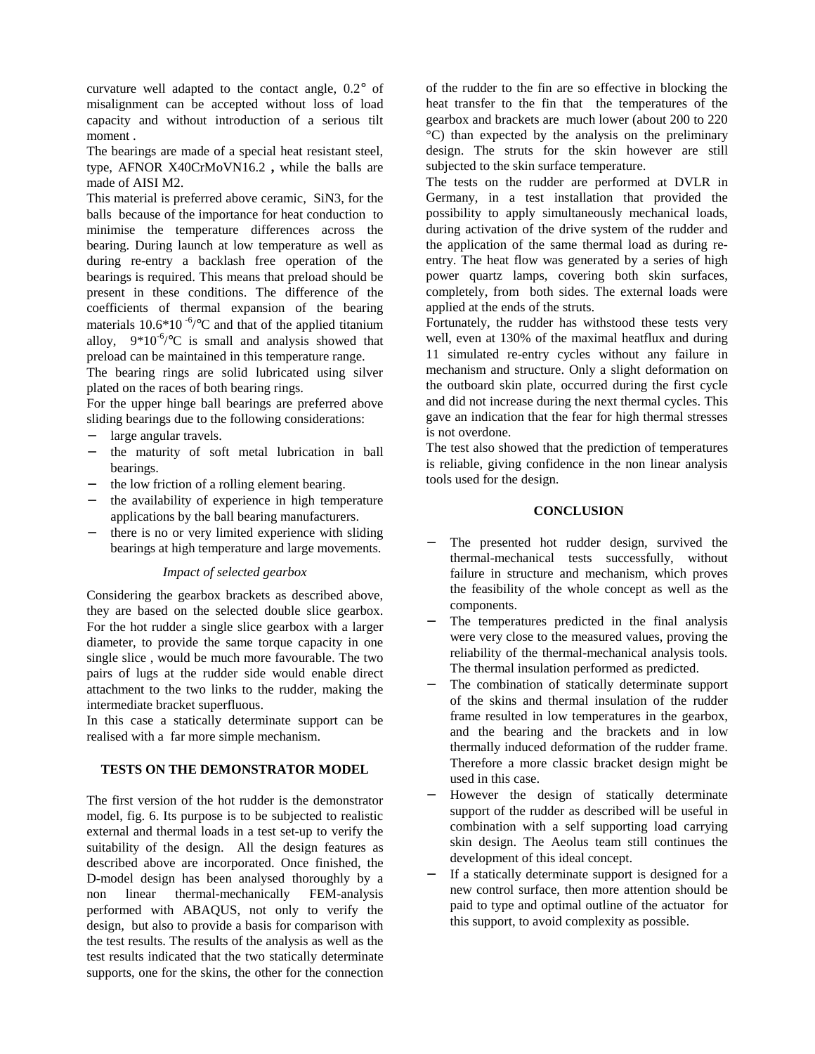curvature well adapted to the contact angle, 0.2° of misalignment can be accepted without loss of load capacity and without introduction of a serious tilt moment .

The bearings are made of a special heat resistant steel, type, AFNOR X40CrMoVN16.2 , while the balls are made of AISI M2.

This material is preferred above ceramic, SiN3, for the balls because of the importance for heat conduction to minimise the temperature differences across the bearing. During launch at low temperature as well as during re-entry a backlash free operation of the bearings is required. This means that preload should be present in these conditions. The difference of the coefficients of thermal expansion of the bearing materials $10.6*10^{-6}/°C$ and that of the applied titanium alloy, $9*10^{-6}/°C$ is small and analysis showed that preload can be maintained in this temperature range.

The bearing rings are solid lubricated using silver plated on the races of both bearing rings.

For the upper hinge ball bearings are preferred above sliding bearings due to the following considerations:

- large angular travels.
- the maturity of soft metal lubrication in ball bearings.
- the low friction of a rolling element bearing.
- the availability of experience in high temperature applications by the ball bearing manufacturers.
- there is no or very limited experience with sliding bearings at high temperature and large movements.

*Impact of selected gearbox*

Considering the gearbox brackets as described above, they are based on the selected double slice gearbox. For the hot rudder a single slice gearbox with a larger diameter, to provide the same torque capacity in one single slice , would be much more favourable. The two pairs of lugs at the rudder side would enable direct attachment to the two links to the rudder, making the intermediate bracket superfluous.

In this case a statically determinate support can be realised with a far more simple mechanism.

## TESTS ON THE DEMONSTRATOR MODEL

The first version of the hot rudder is the demonstrator model, fig. 6. Its purpose is to be subjected to realistic external and thermal loads in a test set-up to verify the suitability of the design. All the design features as described above are incorporated. Once finished, the D-model design has been analysed thoroughly by a non linear thermal-mechanically FEM-analysis performed with ABAQUS, not only to verify the design, but also to provide a basis for comparison with the test results. The results of the analysis as well as the test results indicated that the two statically determinate supports, one for the skins, the other for the connection of the rudder to the fin are so effective in blocking the heat transfer to the fin that the temperatures of the gearbox and brackets are much lower (about 200 to 220 °C) than expected by the analysis on the preliminary design. The struts for the skin however are still subjected to the skin surface temperature.

The tests on the rudder are performed at DVLR in Germany, in a test installation that provided the possibility to apply simultaneously mechanical loads, during activation of the drive system of the rudder and the application of the same thermal load as during re-entry. The heat flow was generated by a series of high power quartz lamps, covering both skin surfaces, completely, from both sides. The external loads were applied at the ends of the struts.

Fortunately, the rudder has withstood these tests very well, even at 130% of the maximal heatflux and during 11 simulated re-entry cycles without any failure in mechanism and structure. Only a slight deformation on the outboard skin plate, occurred during the first cycle and did not increase during the next thermal cycles. This gave an indication that the fear for high thermal stresses is not overdone.

The test also showed that the prediction of temperatures is reliable, giving confidence in the non linear analysis tools used for the design.

## CONCLUSION

- The presented hot rudder design, survived the thermal-mechanical tests successfully, without failure in structure and mechanism, which proves the feasibility of the whole concept as well as the components.
- The temperatures predicted in the final analysis were very close to the measured values, proving the reliability of the thermal-mechanical analysis tools. The thermal insulation performed as predicted.
- The combination of statically determinate support of the skins and thermal insulation of the rudder frame resulted in low temperatures in the gearbox, and the bearing and the brackets and in low thermally induced deformation of the rudder frame. Therefore a more classic bracket design might be used in this case.
- However the design of statically determinate support of the rudder as described will be useful in combination with a self supporting load carrying skin design. The Aeolus team still continues the development of this ideal concept.
- If a statically determinate support is designed for a new control surface, then more attention should be paid to type and optimal outline of the actuator for this support, to avoid complexity as possible.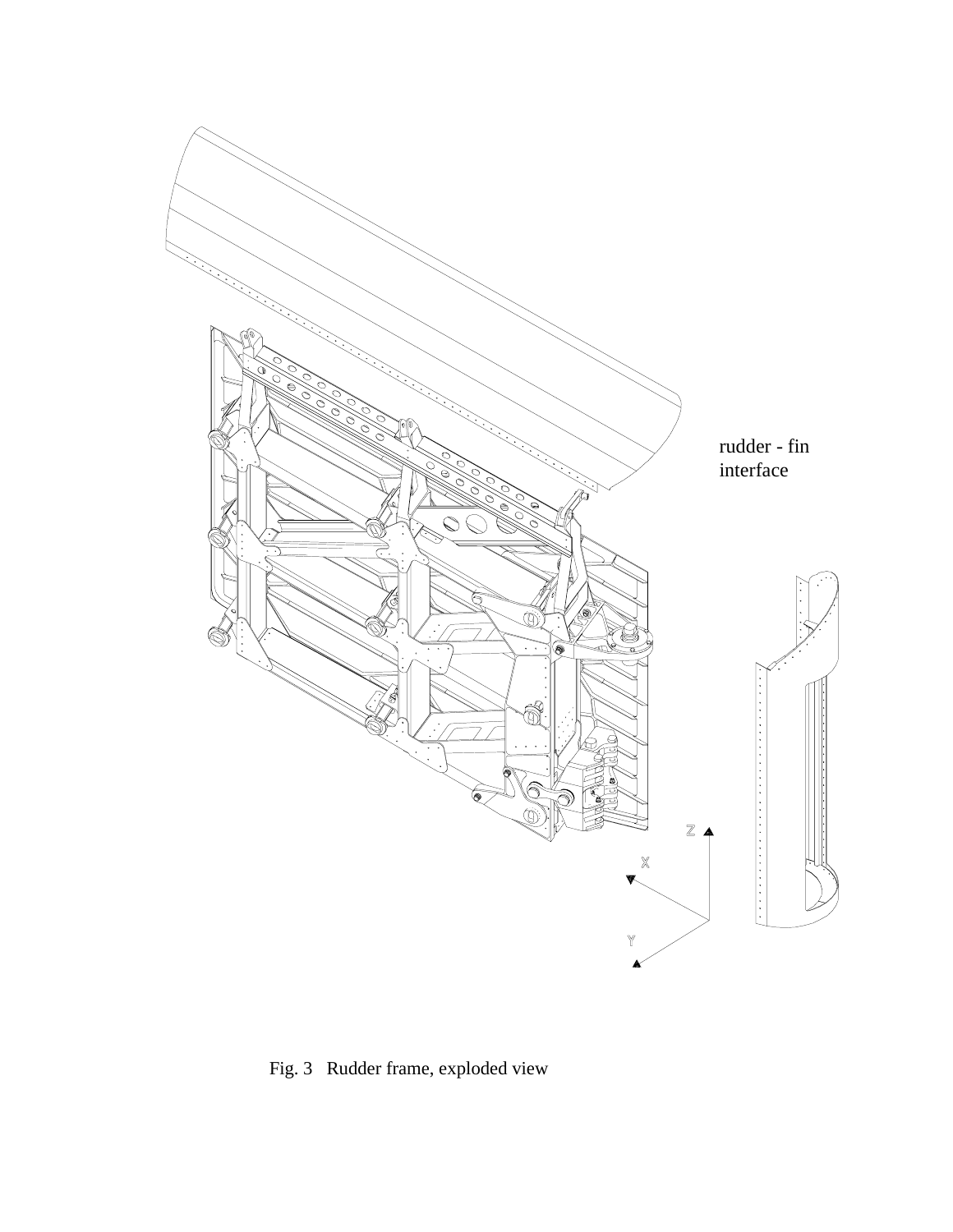rudder - fin interface

Fig. 3 Rudder frame, exploded view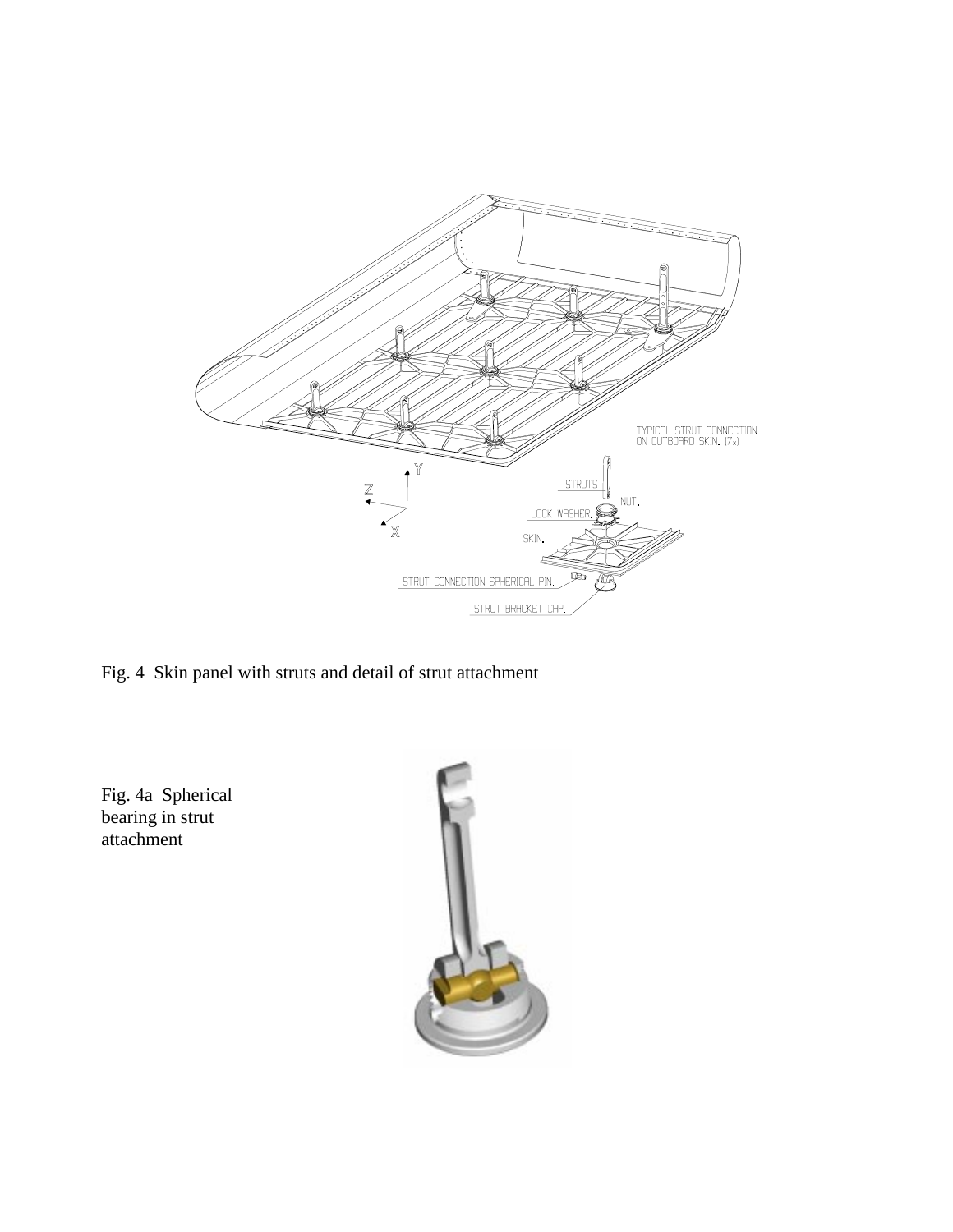Fig. 4 Skin panel with struts and detail of strut attachment

Fig. 4a Spherical bearing in strut attachment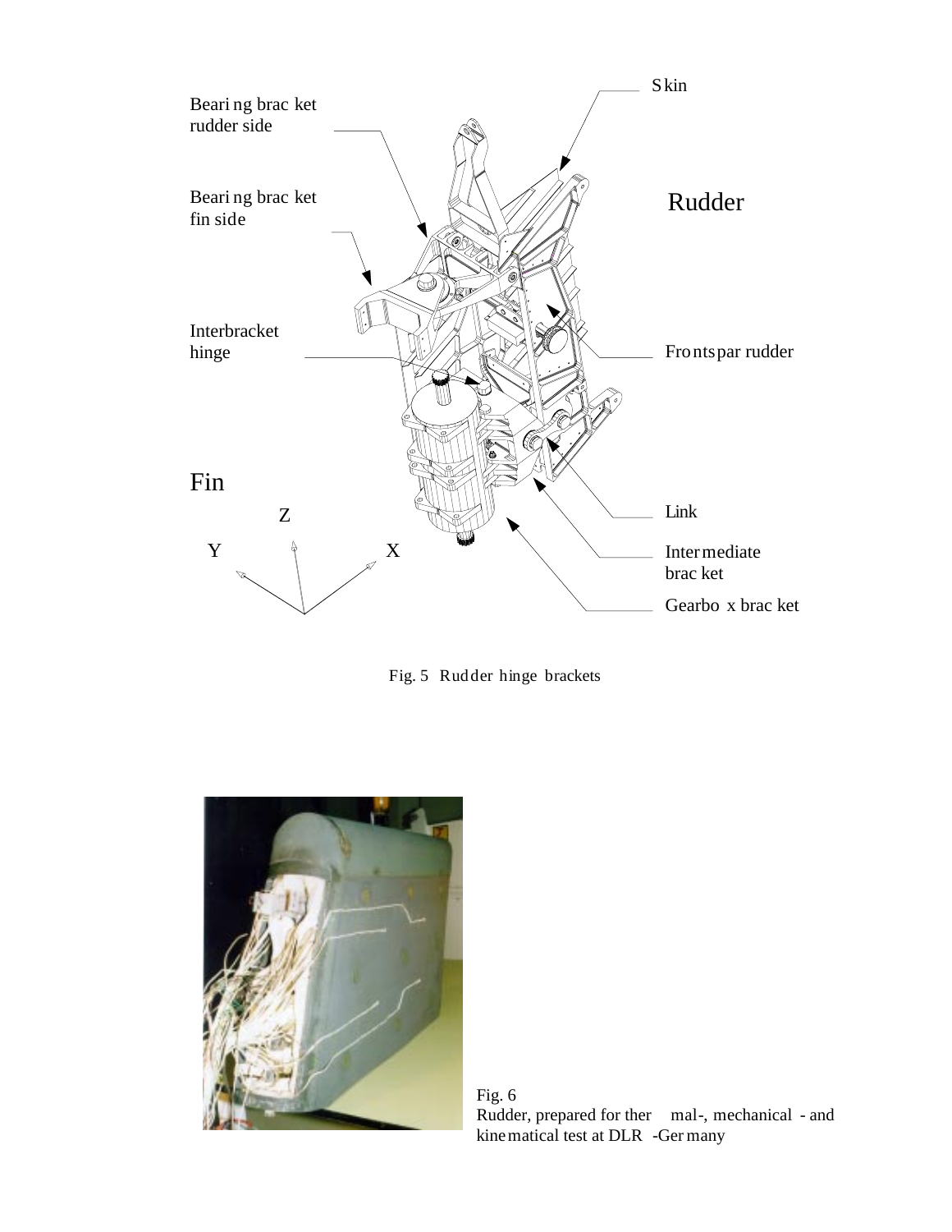Skin

Bearing bracket rudder side

Rudder

Bearing bracket fin side

Interbracket hinge

Frontspar rudder

Fin

Z

Y

X

Link

Intermediate bracket

Gearbox bracket

Fig. 5 Rudder hinge brackets

Fig. 6
Rudder, prepared for thermal-, mechanical- and kinematical test at DLR -Germany